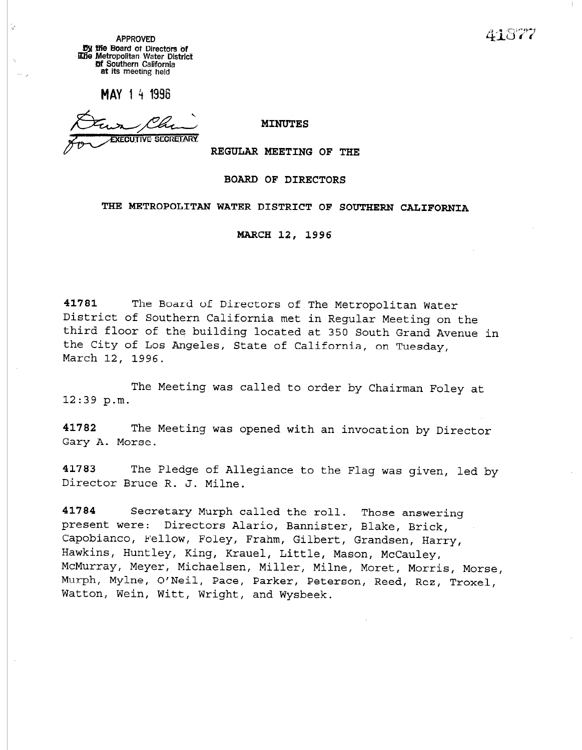APPROVED
By the Board of Directors of
The Metropolitan Water District
of Southern California
at its meeting held

MAY 1 4 1996

for EXECUTIVE SECRETARY

41877

**MINUTES**

**REGULAR MEETING OF THE**

**BOARD OF DIRECTORS**

**THE METROPOLITAN WATER DISTRICT OF SOUTHERN CALIFORNIA**

**MARCH 12, 1996**

**41781** The Board of Directors of The Metropolitan Water District of Southern California met in Regular Meeting on the third floor of the building located at 350 South Grand Avenue in the City of Los Angeles, State of California, on Tuesday, March 12, 1996.

The Meeting was called to order by Chairman Foley at 12:39 p.m.

**41782** The Meeting was opened with an invocation by Director Gary A. Morse.

**41783** The Pledge of Allegiance to the Flag was given, led by Director Bruce R. J. Milne.

**41784** Secretary Murph called the roll. Those answering present were: Directors Alario, Bannister, Blake, Brick, Capobianco, Fellow, Foley, Frahm, Gilbert, Grandsen, Harry, Hawkins, Huntley, King, Krauel, Little, Mason, McCauley, McMurray, Meyer, Michaelsen, Miller, Milne, Moret, Morris, Morse, Murph, Mylne, O'Neil, Pace, Parker, Peterson, Reed, Rez, Troxel, Watton, Wein, Witt, Wright, and Wysbeek.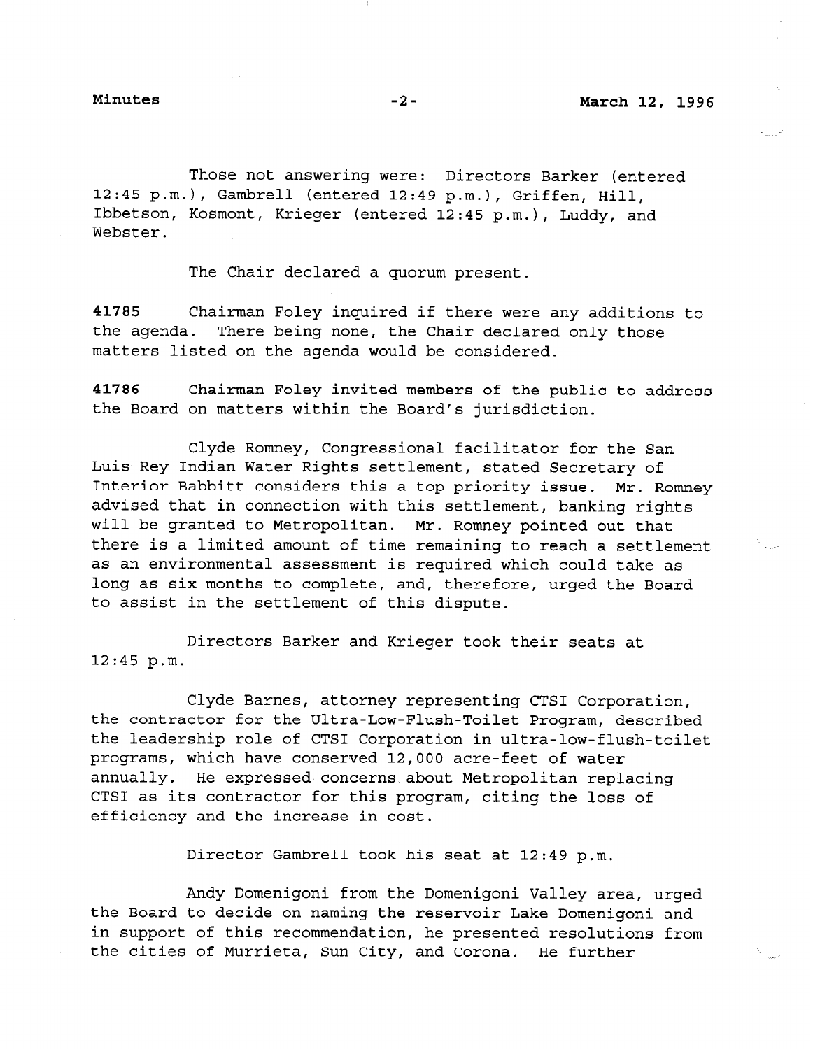Those not answering were: Directors Barker (entered 12:45 p.m.), Gambrell (entered 12:49 p.m.), Griffen, Hill, Ibbetson, Kosmont, Krieger (entered 12:45 p.m.), Luddy, and Webster.

The Chair declared a quorum present.

**41785** Chairman Foley inquired if there were any additions to the agenda. There being none, the Chair declared only those matters listed on the agenda would be considered.

**41786** Chairman Foley invited members of the public to address the Board on matters within the Board's jurisdiction.

Clyde Romney, Congressional facilitator for the San Luis Rey Indian Water Rights settlement, stated Secretary of Interior Babbitt considers this a top priority issue. Mr. Romney advised that in connection with this settlement, banking rights will be granted to Metropolitan. Mr. Romney pointed out that there is a limited amount of time remaining to reach a settlement as an environmental assessment is required which could take as long as six months to complete, and, therefore, urged the Board to assist in the settlement of this dispute.

Directors Barker and Krieger took their seats at 12:45 p.m.

Clyde Barnes, attorney representing CTSI Corporation, the contractor for the Ultra-Low-Flush-Toilet Program, described the leadership role of CTSI Corporation in ultra-low-flush-toilet programs, which have conserved 12,000 acre-feet of water annually. He expressed concerns about Metropolitan replacing CTSI as its contractor for this program, citing the loss of efficiency and the increase in cost.

Director Gambrell took his seat at 12:49 p.m.

Andy Domenigoni from the Domenigoni Valley area, urged the Board to decide on naming the reservoir Lake Domenigoni and in support of this recommendation, he presented resolutions from the cities of Murrieta, Sun City, and Corona. He further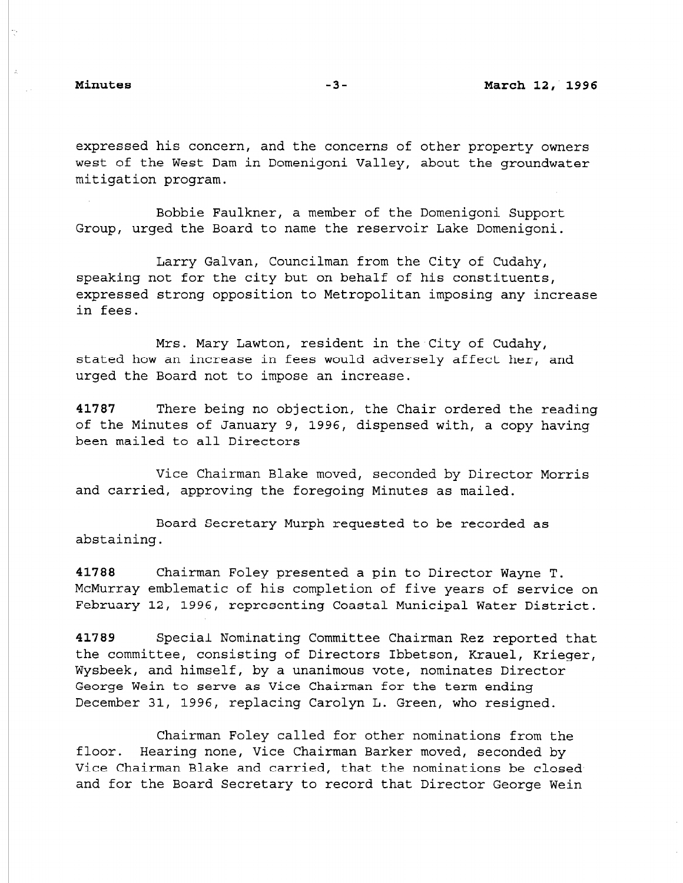expressed his concern, and the concerns of other property owners west of the West Dam in Domenigoni Valley, about the groundwater mitigation program.

Bobbie Faulkner, a member of the Domenigoni Support Group, urged the Board to name the reservoir Lake Domenigoni.

Larry Galvan, Councilman from the City of Cudahy, speaking not for the city but on behalf of his constituents, expressed strong opposition to Metropolitan imposing any increase in fees.

Mrs. Mary Lawton, resident in the City of Cudahy, stated how an increase in fees would adversely affect her, and urged the Board not to impose an increase.

**41787** There being no objection, the Chair ordered the reading of the Minutes of January 9, 1996, dispensed with, a copy having been mailed to all Directors

Vice Chairman Blake moved, seconded by Director Morris and carried, approving the foregoing Minutes as mailed.

Board Secretary Murph requested to be recorded as abstaining.

**41788** Chairman Foley presented a pin to Director Wayne T. McMurray emblematic of his completion of five years of service on February 12, 1996, representing Coastal Municipal Water District.

**41789** Special Nominating Committee Chairman Rez reported that the committee, consisting of Directors Ibbetson, Krauel, Krieger, Wysbeek, and himself, by a unanimous vote, nominates Director George Wein to serve as Vice Chairman for the term ending December 31, 1996, replacing Carolyn L. Green, who resigned.

Chairman Foley called for other nominations from the floor. Hearing none, Vice Chairman Barker moved, seconded by Vice Chairman Blake and carried, that the nominations be closed and for the Board Secretary to record that Director George Wein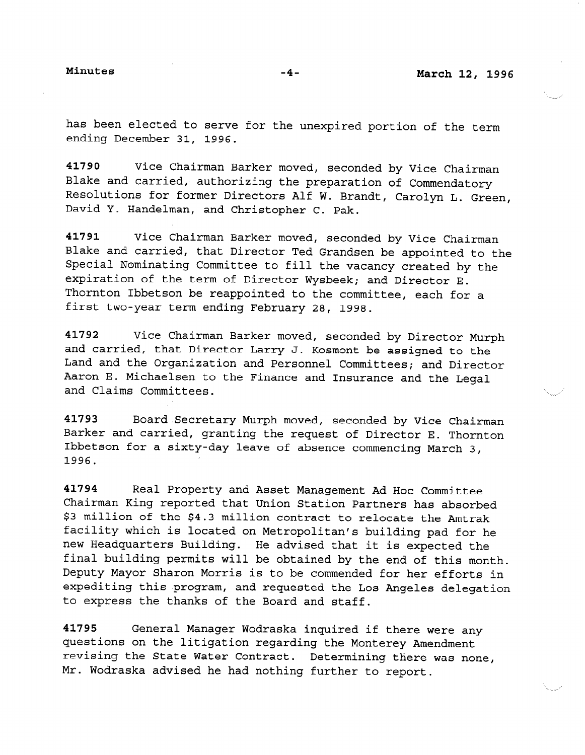has been elected to serve for the unexpired portion of the term ending December 31, 1996.

**41790** Vice Chairman Barker moved, seconded by Vice Chairman Blake and carried, authorizing the preparation of Commendatory Resolutions for former Directors Alf W. Brandt, Carolyn L. Green, David Y. Handelman, and Christopher C. Pak.

**41791** Vice Chairman Barker moved, seconded by Vice Chairman Blake and carried, that Director Ted Grandsen be appointed to the Special Nominating Committee to fill the vacancy created by the expiration of the term of Director Wysbeek; and Director E. Thornton Ibbetson be reappointed to the committee, each for a first two-year term ending February 28, 1998.

**41792** Vice Chairman Barker moved, seconded by Director Murph and carried, that Director Larry J. Kosmont be assigned to the Land and the Organization and Personnel Committees; and Director Aaron E. Michaelsen to the Finance and Insurance and the Legal and Claims Committees.

**41793** Board Secretary Murph moved, seconded by Vice Chairman Barker and carried, granting the request of Director E. Thornton Ibbetson for a sixty-day leave of absence commencing March 3, 1996.

**41794** Real Property and Asset Management Ad Hoc Committee Chairman King reported that Union Station Partners has absorbed $3 million of the $4.3 million contract to relocate the Amtrak facility which is located on Metropolitan's building pad for he new Headquarters Building. He advised that it is expected the final building permits will be obtained by the end of this month. Deputy Mayor Sharon Morris is to be commended for her efforts in expediting this program, and requested the Los Angeles delegation to express the thanks of the Board and staff.

**41795** General Manager Wodraska inquired if there were any questions on the litigation regarding the Monterey Amendment revising the State Water Contract. Determining there was none, Mr. Wodraska advised he had nothing further to report.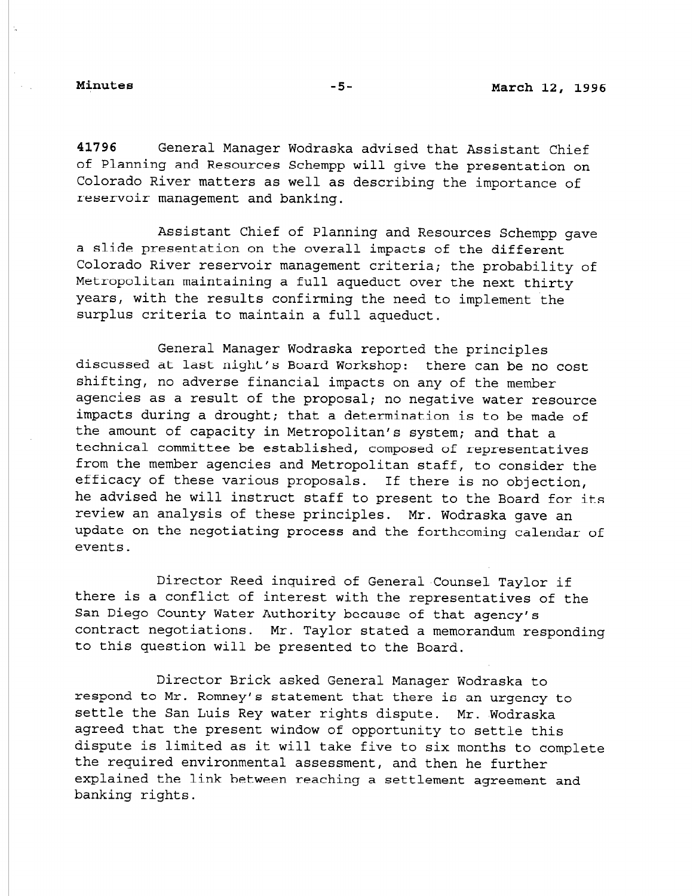**41796** General Manager Wodraska advised that Assistant Chief of Planning and Resources Schempp will give the presentation on Colorado River matters as well as describing the importance of reservoir management and banking.

Assistant Chief of Planning and Resources Schempp gave a slide presentation on the overall impacts of the different Colorado River reservoir management criteria; the probability of Metropolitan maintaining a full aqueduct over the next thirty years, with the results confirming the need to implement the surplus criteria to maintain a full aqueduct.

General Manager Wodraska reported the principles discussed at last night's Board Workshop: there can be no cost shifting, no adverse financial impacts on any of the member agencies as a result of the proposal; no negative water resource impacts during a drought; that a determination is to be made of the amount of capacity in Metropolitan's system; and that a technical committee be established, composed of representatives from the member agencies and Metropolitan staff, to consider the efficacy of these various proposals. If there is no objection, he advised he will instruct staff to present to the Board for its review an analysis of these principles. Mr. Wodraska gave an update on the negotiating process and the forthcoming calendar of events.

Director Reed inquired of General Counsel Taylor if there is a conflict of interest with the representatives of the San Diego County Water Authority because of that agency's contract negotiations. Mr. Taylor stated a memorandum responding to this question will be presented to the Board.

Director Brick asked General Manager Wodraska to respond to Mr. Romney's statement that there is an urgency to settle the San Luis Rey water rights dispute. Mr. Wodraska agreed that the present window of opportunity to settle this dispute is limited as it will take five to six months to complete the required environmental assessment, and then he further explained the link between reaching a settlement agreement and banking rights.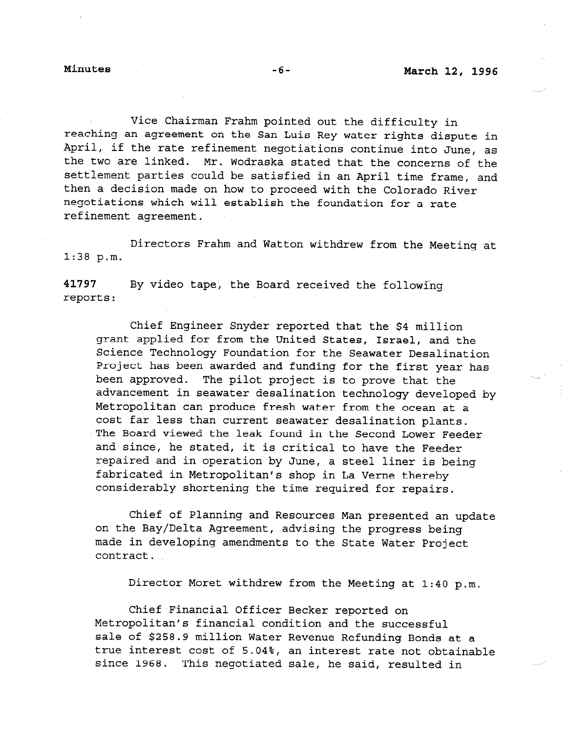Vice Chairman Frahm pointed out the difficulty in reaching an agreement on the San Luis Rey water rights dispute in April, if the rate refinement negotiations continue into June, as the two are linked. Mr. Wodraska stated that the concerns of the settlement parties could be satisfied in an April time frame, and then a decision made on how to proceed with the Colorado River negotiations which will establish the foundation for a rate refinement agreement.

Directors Frahm and Watton withdrew from the Meeting at 1:38 p.m.

**41797** By video tape, the Board received the following reports:

> Chief Engineer Snyder reported that the $4 million grant applied for from the United States, Israel, and the Science Technology Foundation for the Seawater Desalination Project has been awarded and funding for the first year has been approved. The pilot project is to prove that the advancement in seawater desalination technology developed by Metropolitan can produce fresh water from the ocean at a cost far less than current seawater desalination plants. The Board viewed the leak found in the Second Lower Feeder and since, he stated, it is critical to have the Feeder repaired and in operation by June, a steel liner is being fabricated in Metropolitan's shop in La Verne thereby considerably shortening the time required for repairs.
>
> Chief of Planning and Resources Man presented an update on the Bay/Delta Agreement, advising the progress being made in developing amendments to the State Water Project contract.

Director Moret withdrew from the Meeting at 1:40 p.m.

> Chief Financial Officer Becker reported on Metropolitan's financial condition and the successful sale of $258.9 million Water Revenue Refunding Bonds at a true interest cost of 5.04%, an interest rate not obtainable since 1968. This negotiated sale, he said, resulted in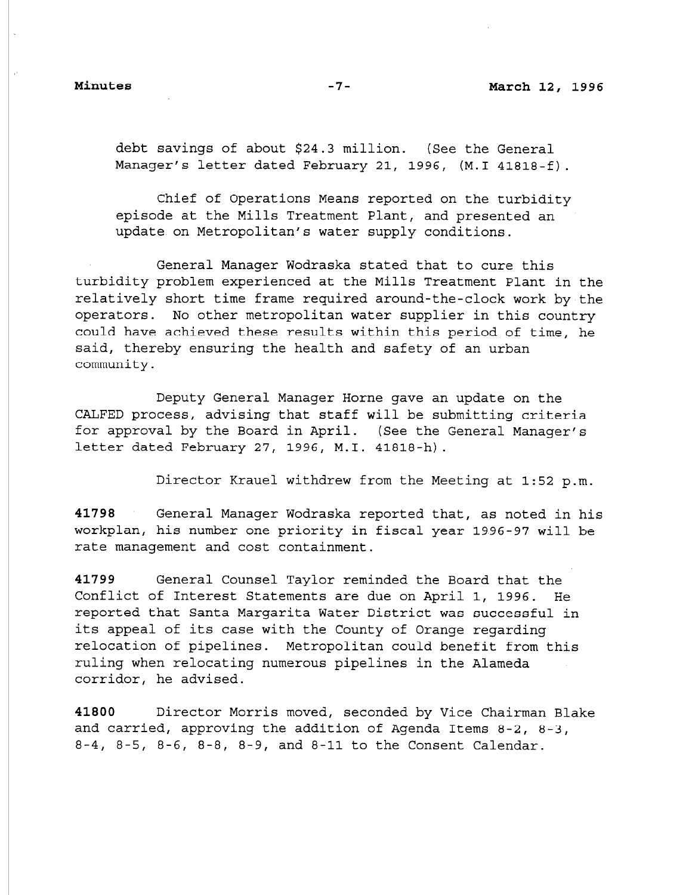debt savings of about $24.3 million. (See the General Manager's letter dated February 21, 1996, (M.I 41818-f).

Chief of Operations Means reported on the turbidity episode at the Mills Treatment Plant, and presented an update on Metropolitan's water supply conditions.

General Manager Wodraska stated that to cure this turbidity problem experienced at the Mills Treatment Plant in the relatively short time frame required around-the-clock work by the operators. No other metropolitan water supplier in this country could have achieved these results within this period of time, he said, thereby ensuring the health and safety of an urban community.

Deputy General Manager Horne gave an update on the CALFED process, advising that staff will be submitting criteria for approval by the Board in April. (See the General Manager's letter dated February 27, 1996, M.I. 41818-h).

Director Krauel withdrew from the Meeting at 1:52 p.m.

**41798** General Manager Wodraska reported that, as noted in his workplan, his number one priority in fiscal year 1996-97 will be rate management and cost containment.

**41799** General Counsel Taylor reminded the Board that the Conflict of Interest Statements are due on April 1, 1996. He reported that Santa Margarita Water District was successful in its appeal of its case with the County of Orange regarding relocation of pipelines. Metropolitan could benefit from this ruling when relocating numerous pipelines in the Alameda corridor, he advised.

**41800** Director Morris moved, seconded by Vice Chairman Blake and carried, approving the addition of Agenda Items 8-2, 8-3, 8-4, 8-5, 8-6, 8-8, 8-9, and 8-11 to the Consent Calendar.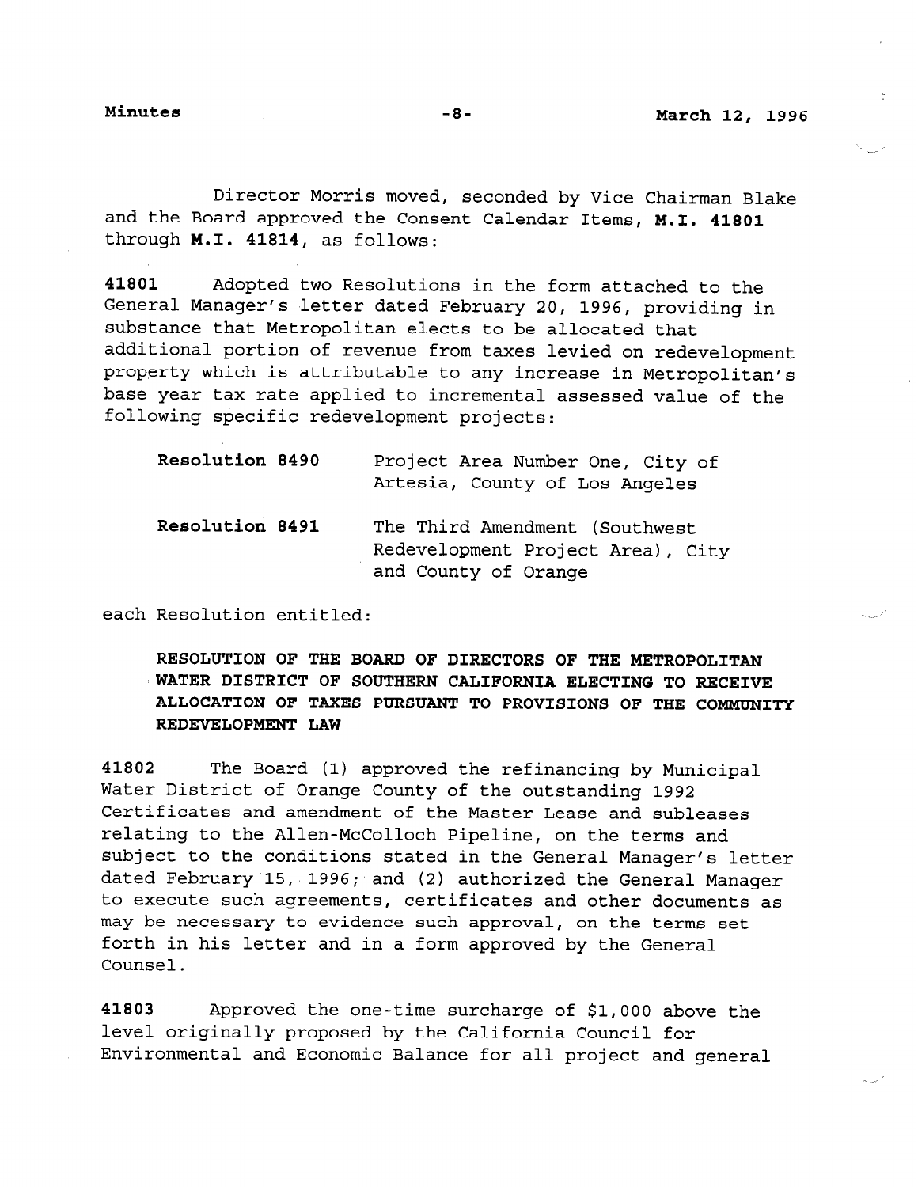Director Morris moved, seconded by Vice Chairman Blake and the Board approved the Consent Calendar Items, **M.I. 41801** through **M.I. 41814**, as follows:

**41801** Adopted two Resolutions in the form attached to the General Manager's letter dated February 20, 1996, providing in substance that Metropolitan elects to be allocated that additional portion of revenue from taxes levied on redevelopment property which is attributable to any increase in Metropolitan's base year tax rate applied to incremental assessed value of the following specific redevelopment projects:

| | |
|---|---|
| **Resolution 8490** | Project Area Number One, City of Artesia, County of Los Angeles |
| **Resolution 8491** | The Third Amendment (Southwest Redevelopment Project Area), City and County of Orange |

each Resolution entitled:

**RESOLUTION OF THE BOARD OF DIRECTORS OF THE METROPOLITAN WATER DISTRICT OF SOUTHERN CALIFORNIA ELECTING TO RECEIVE ALLOCATION OF TAXES PURSUANT TO PROVISIONS OF THE COMMUNITY REDEVELOPMENT LAW**

**41802** The Board (1) approved the refinancing by Municipal Water District of Orange County of the outstanding 1992 Certificates and amendment of the Master Lease and subleases relating to the Allen-McColloch Pipeline, on the terms and subject to the conditions stated in the General Manager's letter dated February 15, 1996; and (2) authorized the General Manager to execute such agreements, certificates and other documents as may be necessary to evidence such approval, on the terms set forth in his letter and in a form approved by the General Counsel.

**41803** Approved the one-time surcharge of $1,000 above the level originally proposed by the California Council for Environmental and Economic Balance for all project and general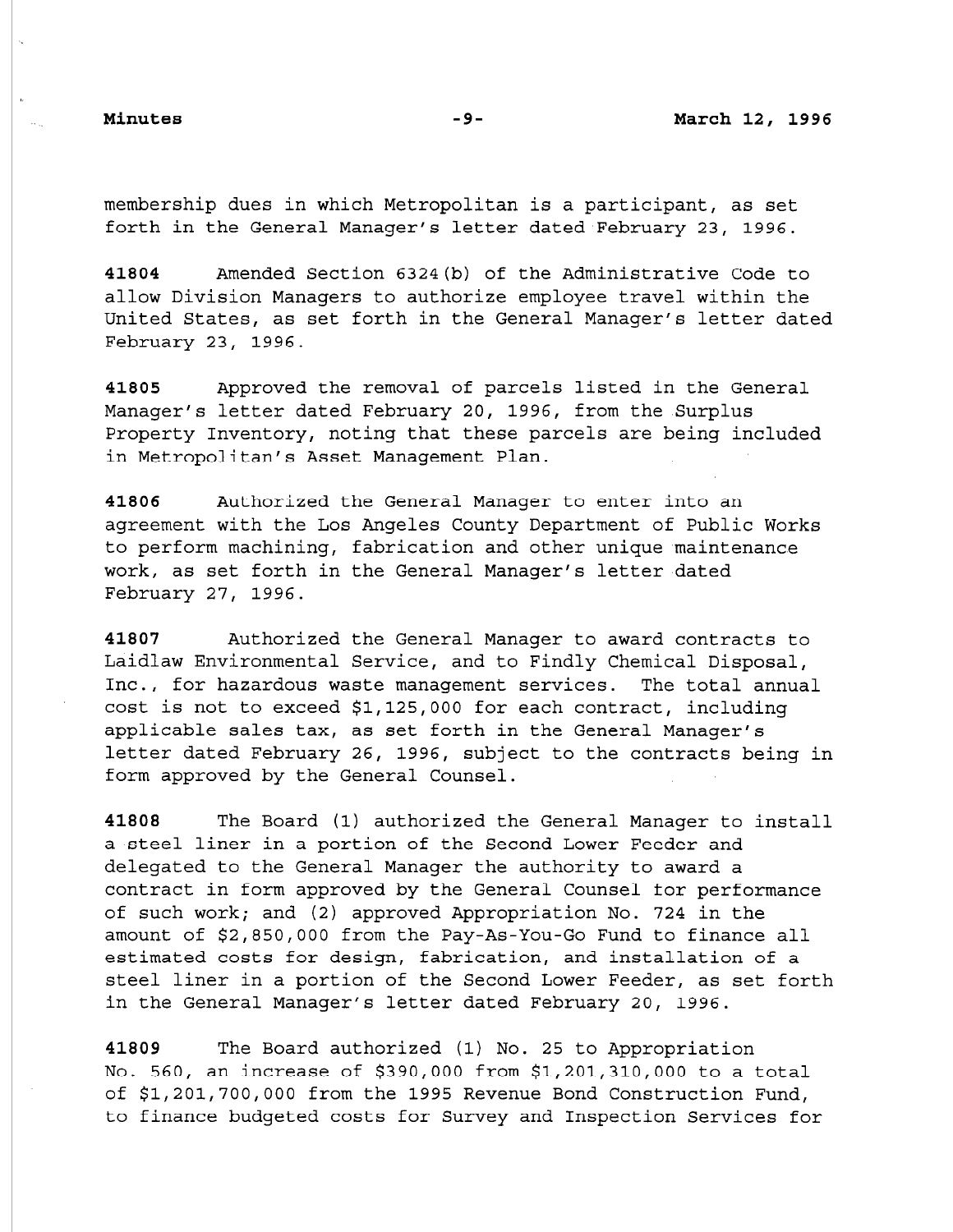membership dues in which Metropolitan is a participant, as set forth in the General Manager's letter dated February 23, 1996.

**41804** Amended Section 6324(b) of the Administrative Code to allow Division Managers to authorize employee travel within the United States, as set forth in the General Manager's letter dated February 23, 1996.

**41805** Approved the removal of parcels listed in the General Manager's letter dated February 20, 1996, from the Surplus Property Inventory, noting that these parcels are being included in Metropolitan's Asset Management Plan.

**41806** Authorized the General Manager to enter into an agreement with the Los Angeles County Department of Public Works to perform machining, fabrication and other unique maintenance work, as set forth in the General Manager's letter dated February 27, 1996.

**41807** Authorized the General Manager to award contracts to Laidlaw Environmental Service, and to Findly Chemical Disposal, Inc., for hazardous waste management services. The total annual cost is not to exceed $1,125,000 for each contract, including applicable sales tax, as set forth in the General Manager's letter dated February 26, 1996, subject to the contracts being in form approved by the General Counsel.

**41808** The Board (1) authorized the General Manager to install a steel liner in a portion of the Second Lower Feeder and delegated to the General Manager the authority to award a contract in form approved by the General Counsel for performance of such work; and (2) approved Appropriation No. 724 in the amount of $2,850,000 from the Pay-As-You-Go Fund to finance all estimated costs for design, fabrication, and installation of a steel liner in a portion of the Second Lower Feeder, as set forth in the General Manager's letter dated February 20, 1996.

**41809** The Board authorized (1) No. 25 to Appropriation No. 560, an increase of $390,000 from $1,201,310,000 to a total of $1,201,700,000 from the 1995 Revenue Bond Construction Fund, to finance budgeted costs for Survey and Inspection Services for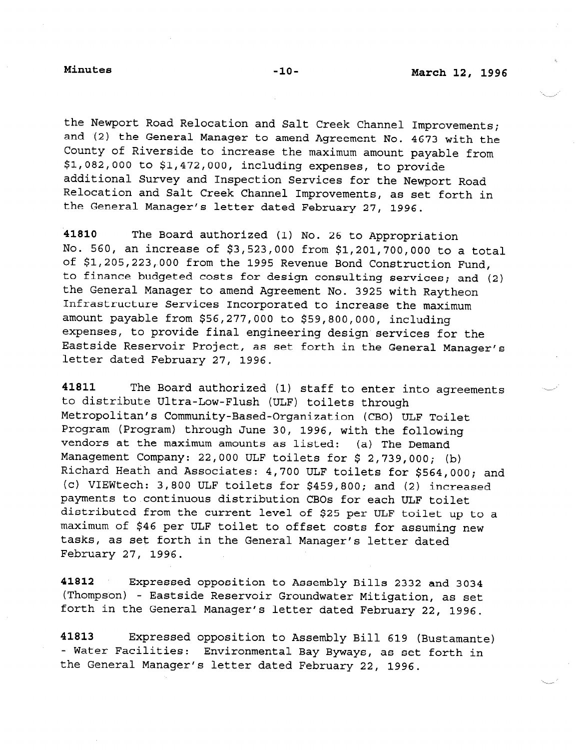the Newport Road Relocation and Salt Creek Channel Improvements; and (2) the General Manager to amend Agreement No. 4673 with the County of Riverside to increase the maximum amount payable from $1,082,000 to $1,472,000, including expenses, to provide additional Survey and Inspection Services for the Newport Road Relocation and Salt Creek Channel Improvements, as set forth in the General Manager's letter dated February 27, 1996.

**41810** The Board authorized (1) No. 26 to Appropriation No. 560, an increase of $3,523,000 from $1,201,700,000 to a total of $1,205,223,000 from the 1995 Revenue Bond Construction Fund, to finance budgeted costs for design consulting services; and (2) the General Manager to amend Agreement No. 3925 with Raytheon Infrastructure Services Incorporated to increase the maximum amount payable from $56,277,000 to $59,800,000, including expenses, to provide final engineering design services for the Eastside Reservoir Project, as set forth in the General Manager's letter dated February 27, 1996.

**41811** The Board authorized (1) staff to enter into agreements to distribute Ultra-Low-Flush (ULF) toilets through Metropolitan's Community-Based-Organization (CBO) ULF Toilet Program (Program) through June 30, 1996, with the following vendors at the maximum amounts as listed: (a) The Demand Management Company: 22,000 ULF toilets for $ 2,739,000; (b) Richard Heath and Associates: 4,700 ULF toilets for $564,000; and (c) VIEWtech: 3,800 ULF toilets for $459,800; and (2) increased payments to continuous distribution CBOs for each ULF toilet distributed from the current level of $25 per ULF toilet up to a maximum of $46 per ULF toilet to offset costs for assuming new tasks, as set forth in the General Manager's letter dated February 27, 1996.

**41812** Expressed opposition to Assembly Bills 2332 and 3034 (Thompson) - Eastside Reservoir Groundwater Mitigation, as set forth in the General Manager's letter dated February 22, 1996.

**41813** Expressed opposition to Assembly Bill 619 (Bustamante) - Water Facilities: Environmental Bay Byways, as set forth in the General Manager's letter dated February 22, 1996.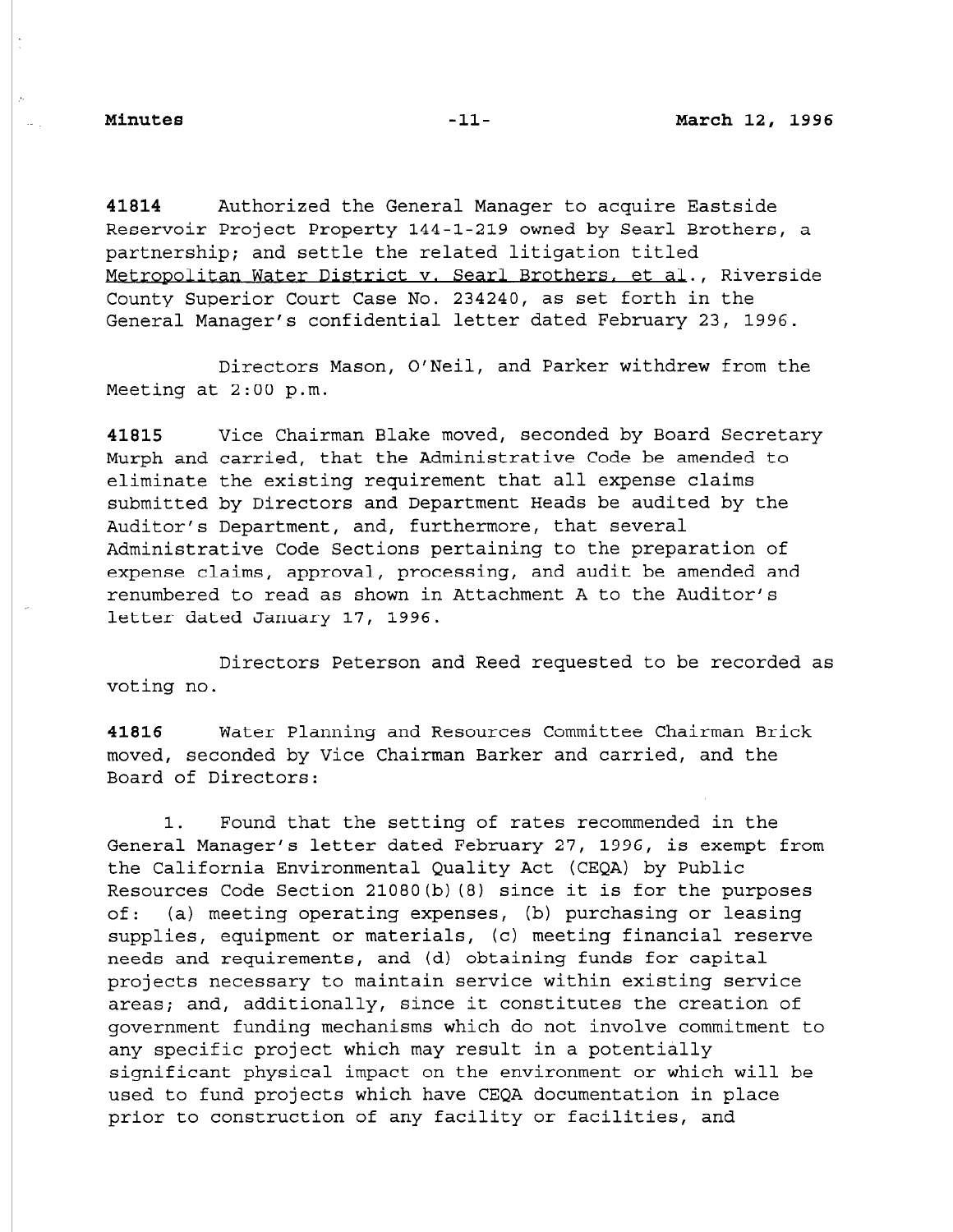**41814** Authorized the General Manager to acquire Eastside Reservoir Project Property 144-1-219 owned by Searl Brothers, a partnership; and settle the related litigation titled Metropolitan Water District v. Searl Brothers, et al., Riverside County Superior Court Case No. 234240, as set forth in the General Manager's confidential letter dated February 23, 1996.

Directors Mason, O'Neil, and Parker withdrew from the Meeting at 2:00 p.m.

**41815** Vice Chairman Blake moved, seconded by Board Secretary Murph and carried, that the Administrative Code be amended to eliminate the existing requirement that all expense claims submitted by Directors and Department Heads be audited by the Auditor's Department, and, furthermore, that several Administrative Code Sections pertaining to the preparation of expense claims, approval, processing, and audit be amended and renumbered to read as shown in Attachment A to the Auditor's letter dated January 17, 1996.

Directors Peterson and Reed requested to be recorded as voting no.

**41816** Water Planning and Resources Committee Chairman Brick moved, seconded by Vice Chairman Barker and carried, and the Board of Directors:

1. Found that the setting of rates recommended in the General Manager's letter dated February 27, 1996, is exempt from the California Environmental Quality Act (CEQA) by Public Resources Code Section 21080(b)(8) since it is for the purposes of: (a) meeting operating expenses, (b) purchasing or leasing supplies, equipment or materials, (c) meeting financial reserve needs and requirements, and (d) obtaining funds for capital projects necessary to maintain service within existing service areas; and, additionally, since it constitutes the creation of government funding mechanisms which do not involve commitment to any specific project which may result in a potentially significant physical impact on the environment or which will be used to fund projects which have CEQA documentation in place prior to construction of any facility or facilities, and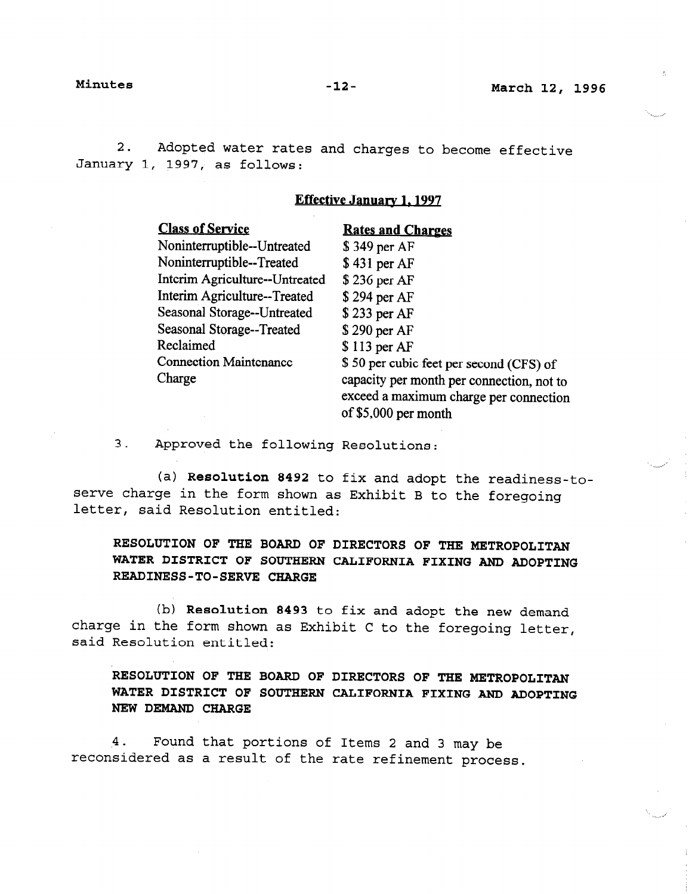2. Adopted water rates and charges to become effective January 1, 1997, as follows:

**Effective January 1, 1997**

| Class of Service | Rates and Charges |
| --- | --- |
| Noninterruptible--Untreated | $ 349 per AF |
| Noninterruptible--Treated | $ 431 per AF |
| Interim Agriculture--Untreated | $ 236 per AF |
| Interim Agriculture--Treated | $ 294 per AF |
| Seasonal Storage--Untreated | $ 233 per AF |
| Seasonal Storage--Treated | $ 290 per AF |
| Reclaimed | $ 113 per AF |
| Connection Maintenance Charge | $ 50 per cubic feet per second (CFS) of capacity per month per connection, not to exceed a maximum charge per connection of $5,000 per month |

3. Approved the following Resolutions:

(a) **Resolution 8492** to fix and adopt the readiness-to-serve charge in the form shown as Exhibit B to the foregoing letter, said Resolution entitled:

**RESOLUTION OF THE BOARD OF DIRECTORS OF THE METROPOLITAN WATER DISTRICT OF SOUTHERN CALIFORNIA FIXING AND ADOPTING READINESS-TO-SERVE CHARGE**

(b) **Resolution 8493** to fix and adopt the new demand charge in the form shown as Exhibit C to the foregoing letter, said Resolution entitled:

**RESOLUTION OF THE BOARD OF DIRECTORS OF THE METROPOLITAN WATER DISTRICT OF SOUTHERN CALIFORNIA FIXING AND ADOPTING NEW DEMAND CHARGE**

4. Found that portions of Items 2 and 3 may be reconsidered as a result of the rate refinement process.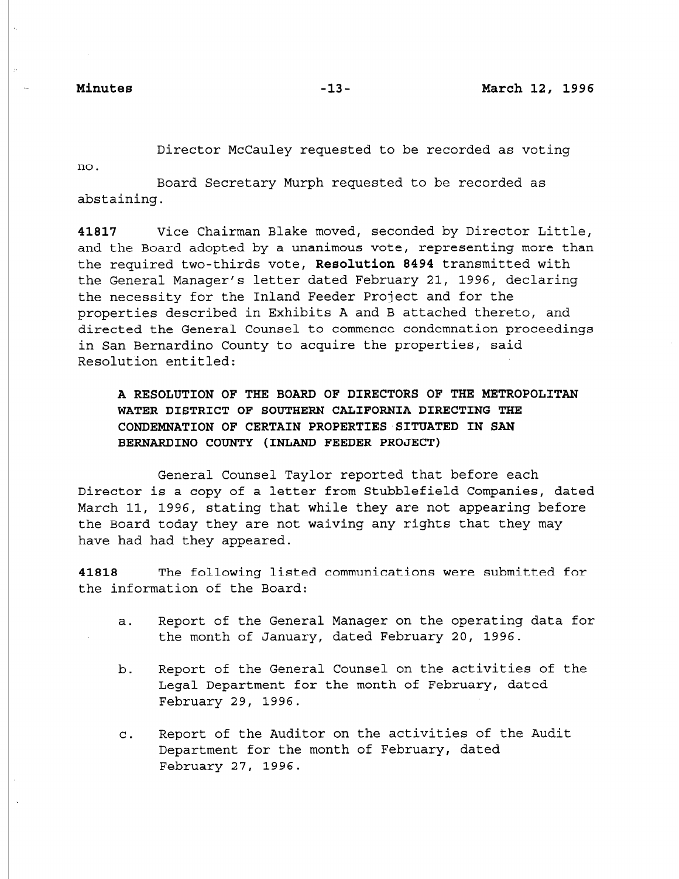Director McCauley requested to be recorded as voting no.

Board Secretary Murph requested to be recorded as abstaining.

**41817** Vice Chairman Blake moved, seconded by Director Little, and the Board adopted by a unanimous vote, representing more than the required two-thirds vote, **Resolution 8494** transmitted with the General Manager's letter dated February 21, 1996, declaring the necessity for the Inland Feeder Project and for the properties described in Exhibits A and B attached thereto, and directed the General Counsel to commence condemnation proceedings in San Bernardino County to acquire the properties, said Resolution entitled:

> **A RESOLUTION OF THE BOARD OF DIRECTORS OF THE METROPOLITAN WATER DISTRICT OF SOUTHERN CALIFORNIA DIRECTING THE CONDEMNATION OF CERTAIN PROPERTIES SITUATED IN SAN BERNARDINO COUNTY (INLAND FEEDER PROJECT)**

General Counsel Taylor reported that before each Director is a copy of a letter from Stubblefield Companies, dated March 11, 1996, stating that while they are not appearing before the Board today they are not waiving any rights that they may have had had they appeared.

**41818** The following listed communications were submitted for the information of the Board:

a. Report of the General Manager on the operating data for the month of January, dated February 20, 1996.

b. Report of the General Counsel on the activities of the Legal Department for the month of February, dated February 29, 1996.

c. Report of the Auditor on the activities of the Audit Department for the month of February, dated February 27, 1996.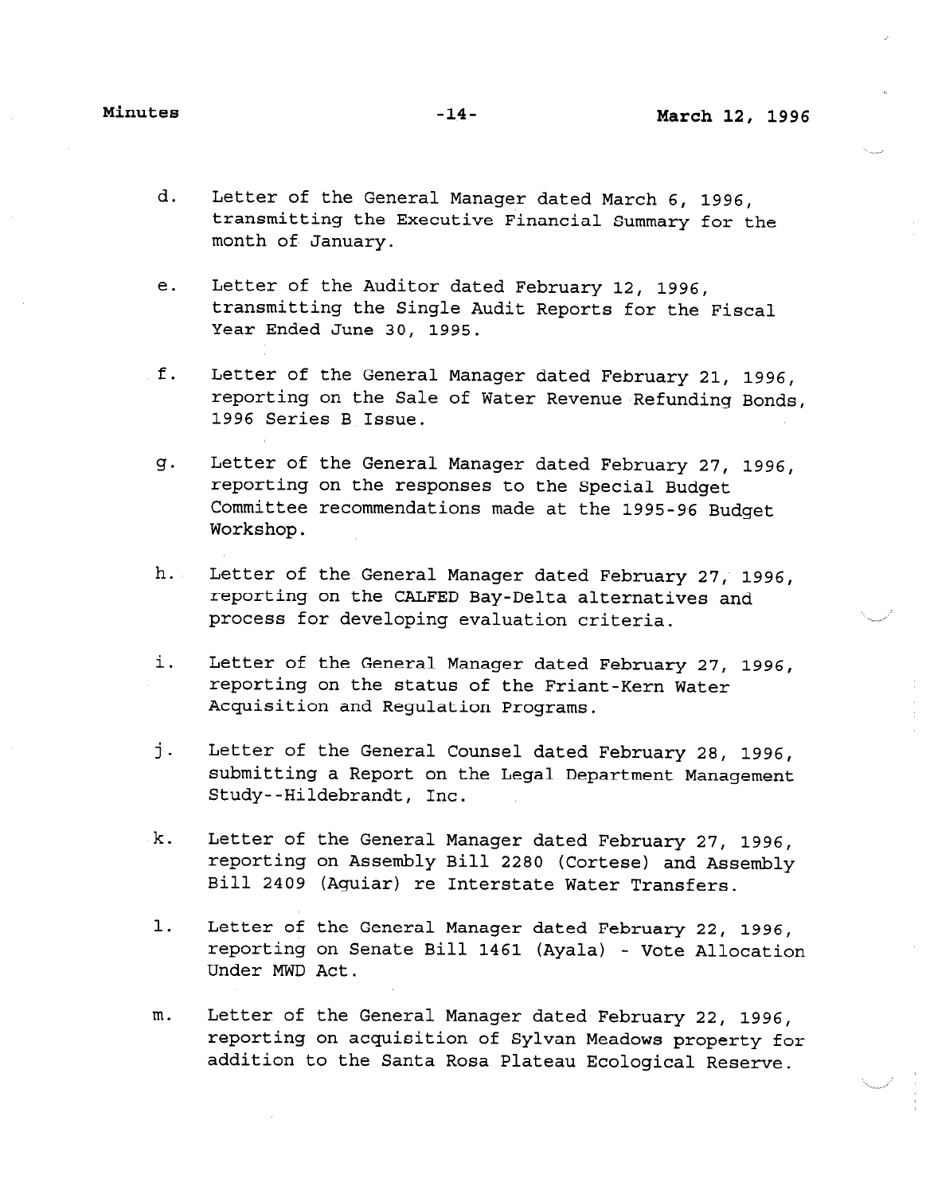d. Letter of the General Manager dated March 6, 1996, transmitting the Executive Financial Summary for the month of January.

e. Letter of the Auditor dated February 12, 1996, transmitting the Single Audit Reports for the Fiscal Year Ended June 30, 1995.

f. Letter of the General Manager dated February 21, 1996, reporting on the Sale of Water Revenue Refunding Bonds, 1996 Series B Issue.

g. Letter of the General Manager dated February 27, 1996, reporting on the responses to the Special Budget Committee recommendations made at the 1995-96 Budget Workshop.

h. Letter of the General Manager dated February 27, 1996, reporting on the CALFED Bay-Delta alternatives and process for developing evaluation criteria.

i. Letter of the General Manager dated February 27, 1996, reporting on the status of the Friant-Kern Water Acquisition and Regulation Programs.

j. Letter of the General Counsel dated February 28, 1996, submitting a Report on the Legal Department Management Study--Hildebrandt, Inc.

k. Letter of the General Manager dated February 27, 1996, reporting on Assembly Bill 2280 (Cortese) and Assembly Bill 2409 (Aguiar) re Interstate Water Transfers.

l. Letter of the General Manager dated February 22, 1996, reporting on Senate Bill 1461 (Ayala) - Vote Allocation Under MWD Act.

m. Letter of the General Manager dated February 22, 1996, reporting on acquisition of Sylvan Meadows property for addition to the Santa Rosa Plateau Ecological Reserve.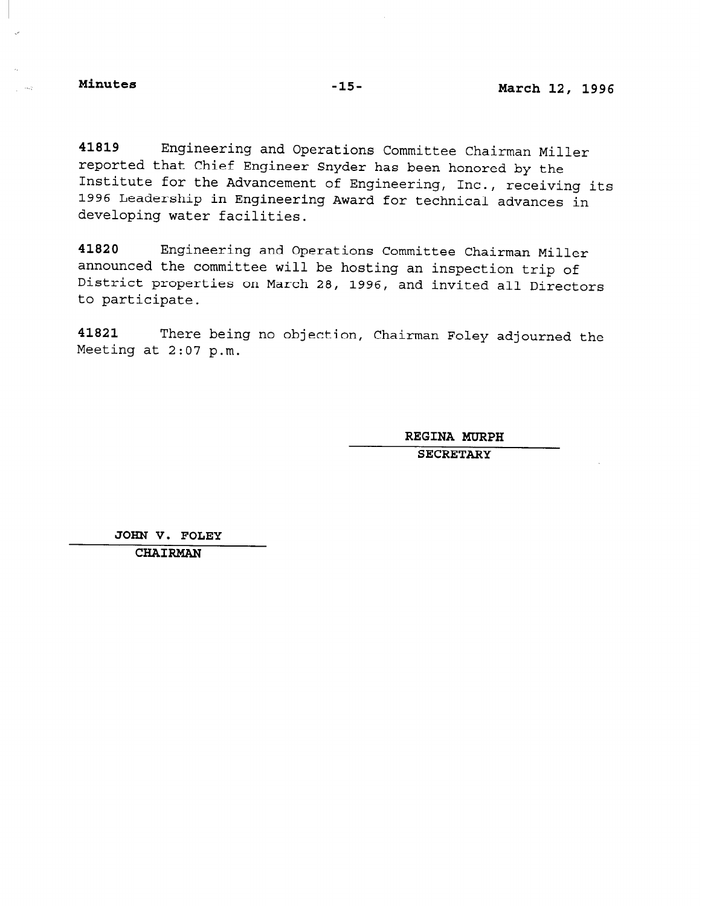**41819** Engineering and Operations Committee Chairman Miller reported that Chief Engineer Snyder has been honored by the Institute for the Advancement of Engineering, Inc., receiving its 1996 Leadership in Engineering Award for technical advances in developing water facilities.

**41820** Engineering and Operations Committee Chairman Miller announced the committee will be hosting an inspection trip of District properties on March 28, 1996, and invited all Directors to participate.

**41821** There being no objection, Chairman Foley adjourned the Meeting at 2:07 p.m.

**REGINA MURPH**
**SECRETARY**

**JOHN V. FOLEY**
**CHAIRMAN**